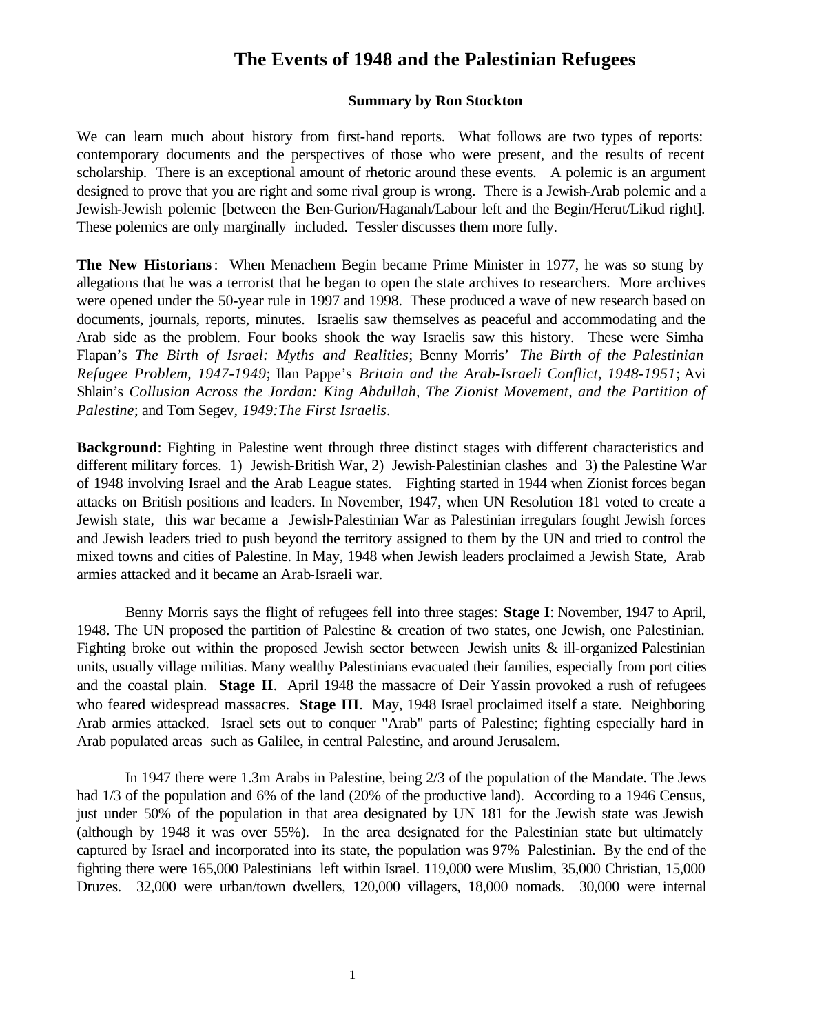# The Events of 1948 and the Palestinian Refugees

**Summary by Ron Stockton**

We can learn much about history from first-hand reports. What follows are two types of reports: contemporary documents and the perspectives of those who were present, and the results of recent scholarship. There is an exceptional amount of rhetoric around these events. A polemic is an argument designed to prove that you are right and some rival group is wrong. There is a Jewish-Arab polemic and a Jewish-Jewish polemic [between the Ben-Gurion/Haganah/Labour left and the Begin/Herut/Likud right]. These polemics are only marginally included. Tessler discusses them more fully.

**The New Historians**: When Menachem Begin became Prime Minister in 1977, he was so stung by allegations that he was a terrorist that he began to open the state archives to researchers. More archives were opened under the 50-year rule in 1997 and 1998. These produced a wave of new research based on documents, journals, reports, minutes. Israelis saw themselves as peaceful and accommodating and the Arab side as the problem. Four books shook the way Israelis saw this history. These were Simha Flapan's *The Birth of Israel: Myths and Realities*; Benny Morris' *The Birth of the Palestinian Refugee Problem, 1947-1949*; Ilan Pappe's *Britain and the Arab-Israeli Conflict, 1948-1951*; Avi Shlain's *Collusion Across the Jordan: King Abdullah, The Zionist Movement, and the Partition of Palestine*; and Tom Segev, *1949:The First Israelis*.

**Background**: Fighting in Palestine went through three distinct stages with different characteristics and different military forces. 1) Jewish-British War, 2) Jewish-Palestinian clashes and 3) the Palestine War of 1948 involving Israel and the Arab League states. Fighting started in 1944 when Zionist forces began attacks on British positions and leaders. In November, 1947, when UN Resolution 181 voted to create a Jewish state, this war became a Jewish-Palestinian War as Palestinian irregulars fought Jewish forces and Jewish leaders tried to push beyond the territory assigned to them by the UN and tried to control the mixed towns and cities of Palestine. In May, 1948 when Jewish leaders proclaimed a Jewish State, Arab armies attacked and it became an Arab-Israeli war.

Benny Morris says the flight of refugees fell into three stages: **Stage I**: November, 1947 to April, 1948. The UN proposed the partition of Palestine & creation of two states, one Jewish, one Palestinian. Fighting broke out within the proposed Jewish sector between Jewish units & ill-organized Palestinian units, usually village militias. Many wealthy Palestinians evacuated their families, especially from port cities and the coastal plain. **Stage II**. April 1948 the massacre of Deir Yassin provoked a rush of refugees who feared widespread massacres. **Stage III**. May, 1948 Israel proclaimed itself a state. Neighboring Arab armies attacked. Israel sets out to conquer "Arab" parts of Palestine; fighting especially hard in Arab populated areas such as Galilee, in central Palestine, and around Jerusalem.

In 1947 there were 1.3m Arabs in Palestine, being 2/3 of the population of the Mandate. The Jews had 1/3 of the population and 6% of the land (20% of the productive land). According to a 1946 Census, just under 50% of the population in that area designated by UN 181 for the Jewish state was Jewish (although by 1948 it was over 55%). In the area designated for the Palestinian state but ultimately captured by Israel and incorporated into its state, the population was 97% Palestinian. By the end of the fighting there were 165,000 Palestinians left within Israel. 119,000 were Muslim, 35,000 Christian, 15,000 Druzes. 32,000 were urban/town dwellers, 120,000 villagers, 18,000 nomads. 30,000 were internal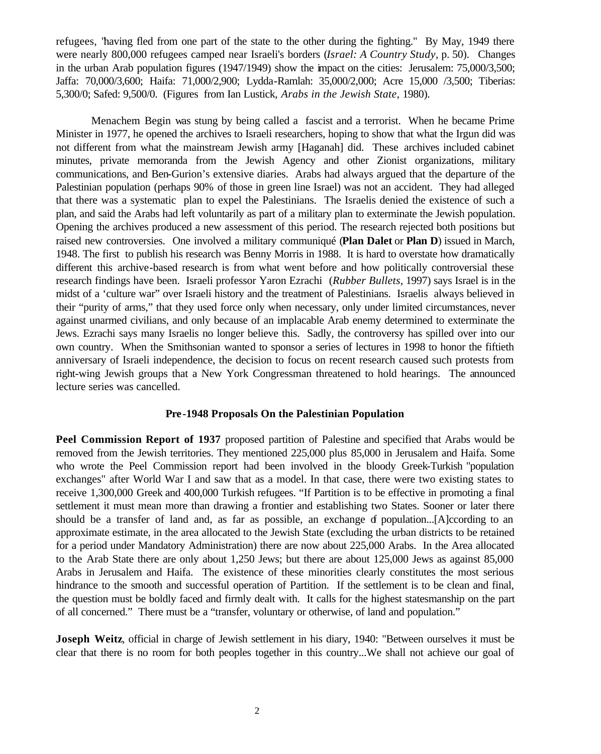refugees, "having fled from one part of the state to the other during the fighting." By May, 1949 there were nearly 800,000 refugees camped near Israeli's borders (*Israel: A Country Study*, p. 50). Changes in the urban Arab population figures (1947/1949) show the impact on the cities: Jerusalem: 75,000/3,500; Jaffa: 70,000/3,600; Haifa: 71,000/2,900; Lydda-Ramlah: 35,000/2,000; Acre 15,000 /3,500; Tiberias: 5,300/0; Safed: 9,500/0. (Figures from Ian Lustick, *Arabs in the Jewish State*, 1980).

Menachem Begin was stung by being called a fascist and a terrorist. When he became Prime Minister in 1977, he opened the archives to Israeli researchers, hoping to show that what the Irgun did was not different from what the mainstream Jewish army [Haganah] did. These archives included cabinet minutes, private memoranda from the Jewish Agency and other Zionist organizations, military communications, and Ben-Gurion's extensive diaries. Arabs had always argued that the departure of the Palestinian population (perhaps 90% of those in green line Israel) was not an accident. They had alleged that there was a systematic plan to expel the Palestinians. The Israelis denied the existence of such a plan, and said the Arabs had left voluntarily as part of a military plan to exterminate the Jewish population. Opening the archives produced a new assessment of this period. The research rejected both positions but raised new controversies. One involved a military communiqué (**Plan Dalet** or **Plan D**) issued in March, 1948. The first to publish his research was Benny Morris in 1988. It is hard to overstate how dramatically different this archive-based research is from what went before and how politically controversial these research findings have been. Israeli professor Yaron Ezrachi (*Rubber Bullets*, 1997) says Israel is in the midst of a 'culture war" over Israeli history and the treatment of Palestinians. Israelis always believed in their "purity of arms," that they used force only when necessary, only under limited circumstances, never against unarmed civilians, and only because of an implacable Arab enemy determined to exterminate the Jews. Ezrachi says many Israelis no longer believe this. Sadly, the controversy has spilled over into our own country. When the Smithsonian wanted to sponsor a series of lectures in 1998 to honor the fiftieth anniversary of Israeli independence, the decision to focus on recent research caused such protests from right-wing Jewish groups that a New York Congressman threatened to hold hearings. The announced lecture series was cancelled.

## Pre-1948 Proposals On the Palestinian Population

**Peel Commission Report of 1937** proposed partition of Palestine and specified that Arabs would be removed from the Jewish territories. They mentioned 225,000 plus 85,000 in Jerusalem and Haifa. Some who wrote the Peel Commission report had been involved in the bloody Greek-Turkish "population exchanges" after World War I and saw that as a model. In that case, there were two existing states to receive 1,300,000 Greek and 400,000 Turkish refugees. "If Partition is to be effective in promoting a final settlement it must mean more than drawing a frontier and establishing two States. Sooner or later there should be a transfer of land and, as far as possible, an exchange of population...[A]ccording to an approximate estimate, in the area allocated to the Jewish State (excluding the urban districts to be retained for a period under Mandatory Administration) there are now about 225,000 Arabs. In the Area allocated to the Arab State there are only about 1,250 Jews; but there are about 125,000 Jews as against 85,000 Arabs in Jerusalem and Haifa. The existence of these minorities clearly constitutes the most serious hindrance to the smooth and successful operation of Partition. If the settlement is to be clean and final, the question must be boldly faced and firmly dealt with. It calls for the highest statesmanship on the part of all concerned." There must be a "transfer, voluntary or otherwise, of land and population."

**Joseph Weitz**, official in charge of Jewish settlement in his diary, 1940: "Between ourselves it must be clear that there is no room for both peoples together in this country...We shall not achieve our goal of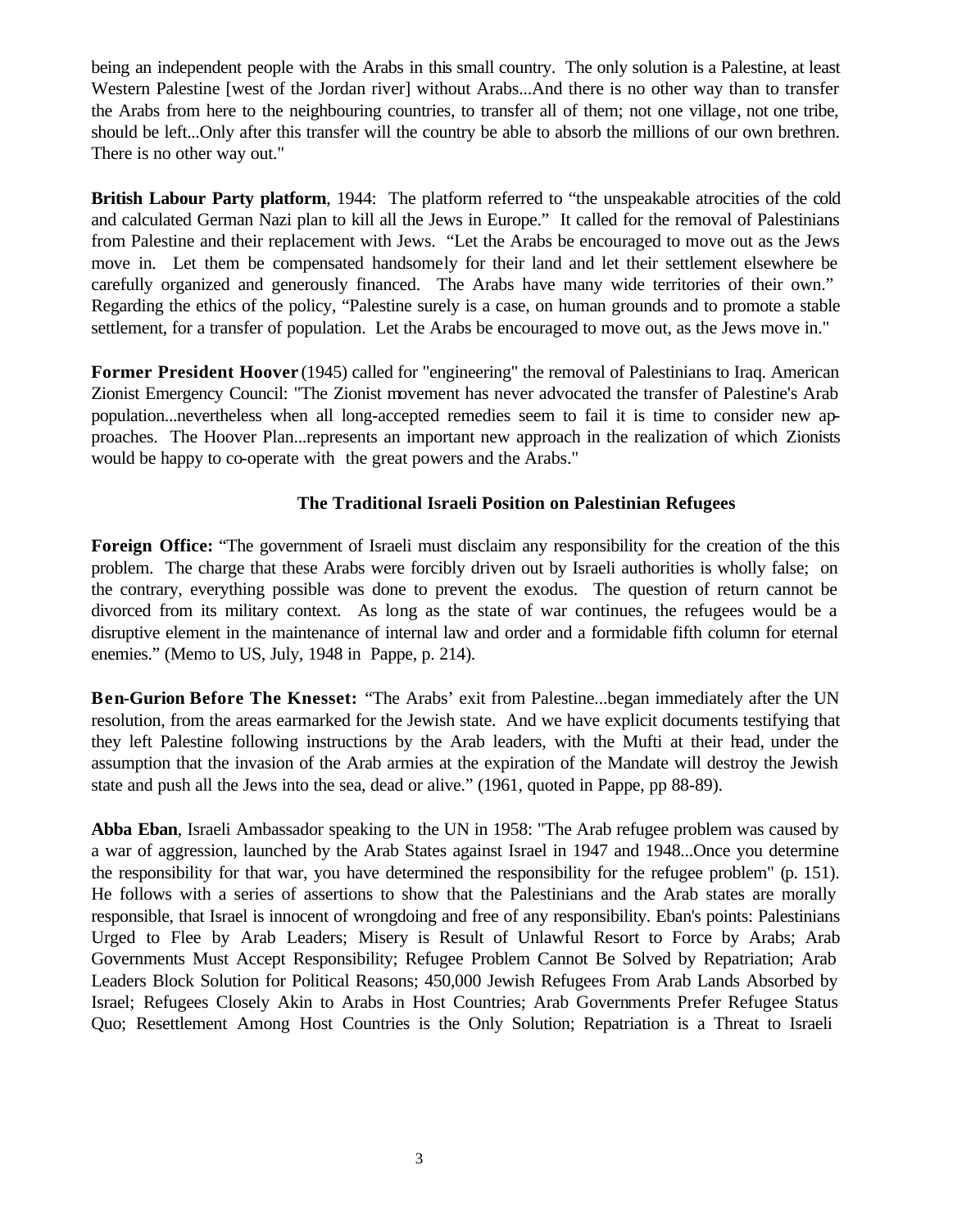being an independent people with the Arabs in this small country. The only solution is a Palestine, at least Western Palestine [west of the Jordan river] without Arabs...And there is no other way than to transfer the Arabs from here to the neighbouring countries, to transfer all of them; not one village, not one tribe, should be left...Only after this transfer will the country be able to absorb the millions of our own brethren. There is no other way out."

**British Labour Party platform**, 1944: The platform referred to "the unspeakable atrocities of the cold and calculated German Nazi plan to kill all the Jews in Europe." It called for the removal of Palestinians from Palestine and their replacement with Jews. "Let the Arabs be encouraged to move out as the Jews move in. Let them be compensated handsomely for their land and let their settlement elsewhere be carefully organized and generously financed. The Arabs have many wide territories of their own." Regarding the ethics of the policy, "Palestine surely is a case, on human grounds and to promote a stable settlement, for a transfer of population. Let the Arabs be encouraged to move out, as the Jews move in."

**Former President Hoover** (1945) called for "engineering" the removal of Palestinians to Iraq. American Zionist Emergency Council: "The Zionist movement has never advocated the transfer of Palestine's Arab population...nevertheless when all long-accepted remedies seem to fail it is time to consider new approaches. The Hoover Plan...represents an important new approach in the realization of which Zionists would be happy to co-operate with the great powers and the Arabs."

### The Traditional Israeli Position on Palestinian Refugees

**Foreign Office:** "The government of Israeli must disclaim any responsibility for the creation of the this problem. The charge that these Arabs were forcibly driven out by Israeli authorities is wholly false; on the contrary, everything possible was done to prevent the exodus. The question of return cannot be divorced from its military context. As long as the state of war continues, the refugees would be a disruptive element in the maintenance of internal law and order and a formidable fifth column for eternal enemies." (Memo to US, July, 1948 in Pappe, p. 214).

**Ben-Gurion Before The Knesset:** "The Arabs' exit from Palestine...began immediately after the UN resolution, from the areas earmarked for the Jewish state. And we have explicit documents testifying that they left Palestine following instructions by the Arab leaders, with the Mufti at their head, under the assumption that the invasion of the Arab armies at the expiration of the Mandate will destroy the Jewish state and push all the Jews into the sea, dead or alive." (1961, quoted in Pappe, pp 88-89).

**Abba Eban**, Israeli Ambassador speaking to the UN in 1958: "The Arab refugee problem was caused by a war of aggression, launched by the Arab States against Israel in 1947 and 1948...Once you determine the responsibility for that war, you have determined the responsibility for the refugee problem" (p. 151). He follows with a series of assertions to show that the Palestinians and the Arab states are morally responsible, that Israel is innocent of wrongdoing and free of any responsibility. Eban's points: Palestinians Urged to Flee by Arab Leaders; Misery is Result of Unlawful Resort to Force by Arabs; Arab Governments Must Accept Responsibility; Refugee Problem Cannot Be Solved by Repatriation; Arab Leaders Block Solution for Political Reasons; 450,000 Jewish Refugees From Arab Lands Absorbed by Israel; Refugees Closely Akin to Arabs in Host Countries; Arab Governments Prefer Refugee Status Quo; Resettlement Among Host Countries is the Only Solution; Repatriation is a Threat to Israeli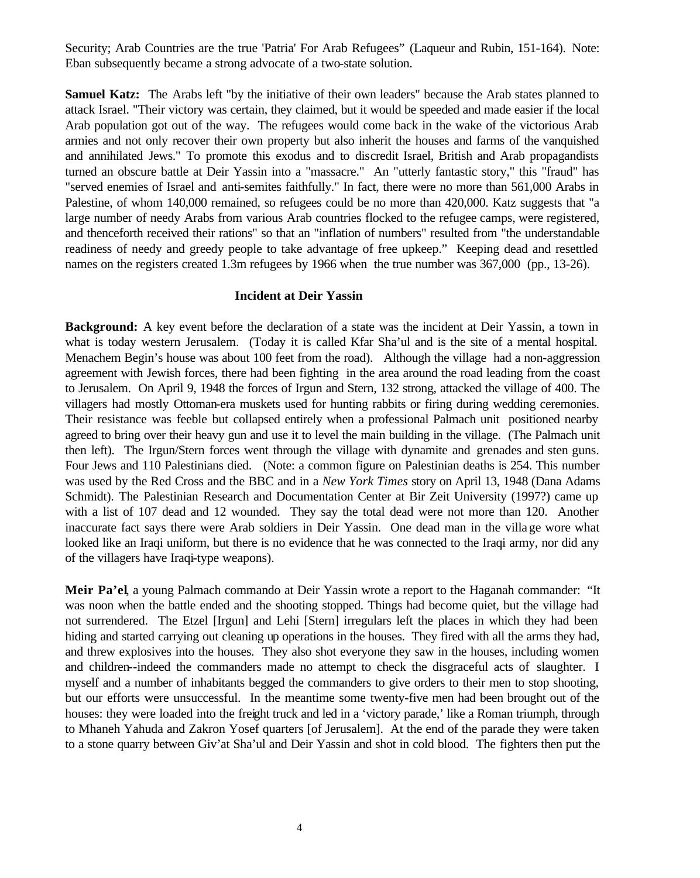Security; Arab Countries are the true 'Patria' For Arab Refugees" (Laqueur and Rubin, 151-164). Note: Eban subsequently became a strong advocate of a two-state solution.

**Samuel Katz:** The Arabs left "by the initiative of their own leaders" because the Arab states planned to attack Israel. "Their victory was certain, they claimed, but it would be speeded and made easier if the local Arab population got out of the way. The refugees would come back in the wake of the victorious Arab armies and not only recover their own property but also inherit the houses and farms of the vanquished and annihilated Jews." To promote this exodus and to discredit Israel, British and Arab propagandists turned an obscure battle at Deir Yassin into a "massacre." An "utterly fantastic story," this "fraud" has "served enemies of Israel and anti-semites faithfully." In fact, there were no more than 561,000 Arabs in Palestine, of whom 140,000 remained, so refugees could be no more than 420,000. Katz suggests that "a large number of needy Arabs from various Arab countries flocked to the refugee camps, were registered, and thenceforth received their rations" so that an "inflation of numbers" resulted from "the understandable readiness of needy and greedy people to take advantage of free upkeep." Keeping dead and resettled names on the registers created 1.3m refugees by 1966 when the true number was 367,000 (pp., 13-26).

### Incident at Deir Yassin

**Background:** A key event before the declaration of a state was the incident at Deir Yassin, a town in what is today western Jerusalem. (Today it is called Kfar Sha'ul and is the site of a mental hospital. Menachem Begin's house was about 100 feet from the road). Although the village had a non-aggression agreement with Jewish forces, there had been fighting in the area around the road leading from the coast to Jerusalem. On April 9, 1948 the forces of Irgun and Stern, 132 strong, attacked the village of 400. The villagers had mostly Ottoman-era muskets used for hunting rabbits or firing during wedding ceremonies. Their resistance was feeble but collapsed entirely when a professional Palmach unit positioned nearby agreed to bring over their heavy gun and use it to level the main building in the village. (The Palmach unit then left). The Irgun/Stern forces went through the village with dynamite and grenades and sten guns. Four Jews and 110 Palestinians died. (Note: a common figure on Palestinian deaths is 254. This number was used by the Red Cross and the BBC and in a *New York Times* story on April 13, 1948 (Dana Adams Schmidt). The Palestinian Research and Documentation Center at Bir Zeit University (1997?) came up with a list of 107 dead and 12 wounded. They say the total dead were not more than 120. Another inaccurate fact says there were Arab soldiers in Deir Yassin. One dead man in the village wore what looked like an Iraqi uniform, but there is no evidence that he was connected to the Iraqi army, nor did any of the villagers have Iraqi-type weapons).

**Meir Pa'el**, a young Palmach commando at Deir Yassin wrote a report to the Haganah commander: "It was noon when the battle ended and the shooting stopped. Things had become quiet, but the village had not surrendered. The Etzel [Irgun] and Lehi [Stern] irregulars left the places in which they had been hiding and started carrying out cleaning up operations in the houses. They fired with all the arms they had, and threw explosives into the houses. They also shot everyone they saw in the houses, including women and children--indeed the commanders made no attempt to check the disgraceful acts of slaughter. I myself and a number of inhabitants begged the commanders to give orders to their men to stop shooting, but our efforts were unsuccessful. In the meantime some twenty-five men had been brought out of the houses: they were loaded into the freight truck and led in a 'victory parade,' like a Roman triumph, through to Mhaneh Yahuda and Zakron Yosef quarters [of Jerusalem]. At the end of the parade they were taken to a stone quarry between Giv'at Sha'ul and Deir Yassin and shot in cold blood. The fighters then put the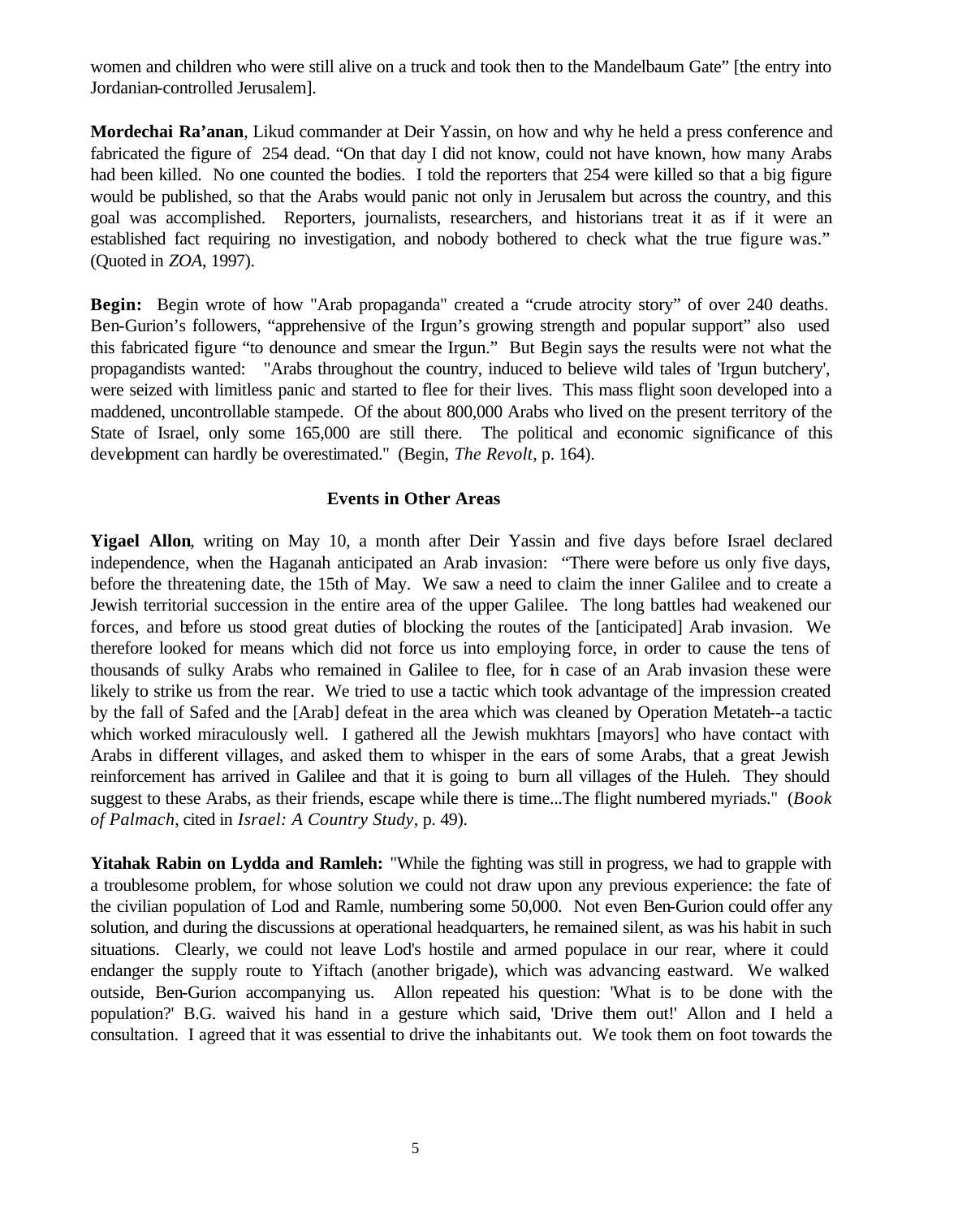women and children who were still alive on a truck and took then to the Mandelbaum Gate" [the entry into Jordanian-controlled Jerusalem].

**Mordechai Ra'anan**, Likud commander at Deir Yassin, on how and why he held a press conference and fabricated the figure of 254 dead. "On that day I did not know, could not have known, how many Arabs had been killed. No one counted the bodies. I told the reporters that 254 were killed so that a big figure would be published, so that the Arabs would panic not only in Jerusalem but across the country, and this goal was accomplished. Reporters, journalists, researchers, and historians treat it as if it were an established fact requiring no investigation, and nobody bothered to check what the true figure was." (Quoted in *ZOA*, 1997).

**Begin:** Begin wrote of how "Arab propaganda" created a "crude atrocity story" of over 240 deaths. Ben-Gurion's followers, "apprehensive of the Irgun's growing strength and popular support" also used this fabricated figure "to denounce and smear the Irgun." But Begin says the results were not what the propagandists wanted: "Arabs throughout the country, induced to believe wild tales of 'Irgun butchery', were seized with limitless panic and started to flee for their lives. This mass flight soon developed into a maddened, uncontrollable stampede. Of the about 800,000 Arabs who lived on the present territory of the State of Israel, only some 165,000 are still there. The political and economic significance of this development can hardly be overestimated." (Begin, *The Revolt*, p. 164).

### Events in Other Areas

**Yigael Allon**, writing on May 10, a month after Deir Yassin and five days before Israel declared independence, when the Haganah anticipated an Arab invasion: "There were before us only five days, before the threatening date, the 15th of May. We saw a need to claim the inner Galilee and to create a Jewish territorial succession in the entire area of the upper Galilee. The long battles had weakened our forces, and before us stood great duties of blocking the routes of the [anticipated] Arab invasion. We therefore looked for means which did not force us into employing force, in order to cause the tens of thousands of sulky Arabs who remained in Galilee to flee, for in case of an Arab invasion these were likely to strike us from the rear. We tried to use a tactic which took advantage of the impression created by the fall of Safed and the [Arab] defeat in the area which was cleaned by Operation Metateh--a tactic which worked miraculously well. I gathered all the Jewish mukhtars [mayors] who have contact with Arabs in different villages, and asked them to whisper in the ears of some Arabs, that a great Jewish reinforcement has arrived in Galilee and that it is going to burn all villages of the Huleh. They should suggest to these Arabs, as their friends, escape while there is time...The flight numbered myriads." (*Book of Palmach*, cited in *Israel: A Country Study*, p. 49).

**Yitahak Rabin on Lydda and Ramleh:** "While the fighting was still in progress, we had to grapple with a troublesome problem, for whose solution we could not draw upon any previous experience: the fate of the civilian population of Lod and Ramle, numbering some 50,000. Not even Ben-Gurion could offer any solution, and during the discussions at operational headquarters, he remained silent, as was his habit in such situations. Clearly, we could not leave Lod's hostile and armed populace in our rear, where it could endanger the supply route to Yiftach (another brigade), which was advancing eastward. We walked outside, Ben-Gurion accompanying us. Allon repeated his question: 'What is to be done with the population?' B.G. waived his hand in a gesture which said, 'Drive them out!' Allon and I held a consultation. I agreed that it was essential to drive the inhabitants out. We took them on foot towards the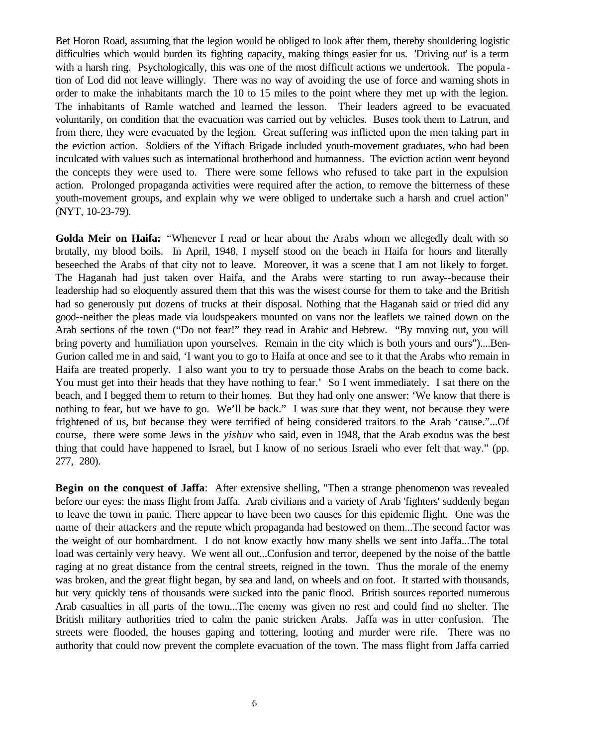Bet Horon Road, assuming that the legion would be obliged to look after them, thereby shouldering logistic difficulties which would burden its fighting capacity, making things easier for us. 'Driving out' is a term with a harsh ring. Psychologically, this was one of the most difficult actions we undertook. The population of Lod did not leave willingly. There was no way of avoiding the use of force and warning shots in order to make the inhabitants march the 10 to 15 miles to the point where they met up with the legion. The inhabitants of Ramle watched and learned the lesson. Their leaders agreed to be evacuated voluntarily, on condition that the evacuation was carried out by vehicles. Buses took them to Latrun, and from there, they were evacuated by the legion. Great suffering was inflicted upon the men taking part in the eviction action. Soldiers of the Yiftach Brigade included youth-movement graduates, who had been inculcated with values such as international brotherhood and humanness. The eviction action went beyond the concepts they were used to. There were some fellows who refused to take part in the expulsion action. Prolonged propaganda activities were required after the action, to remove the bitterness of these youth-movement groups, and explain why we were obliged to undertake such a harsh and cruel action" (NYT, 10-23-79).

**Golda Meir on Haifa:** "Whenever I read or hear about the Arabs whom we allegedly dealt with so brutally, my blood boils. In April, 1948, I myself stood on the beach in Haifa for hours and literally beseeched the Arabs of that city not to leave. Moreover, it was a scene that I am not likely to forget. The Haganah had just taken over Haifa, and the Arabs were starting to run away--because their leadership had so eloquently assured them that this was the wisest course for them to take and the British had so generously put dozens of trucks at their disposal. Nothing that the Haganah said or tried did any good--neither the pleas made via loudspeakers mounted on vans nor the leaflets we rained down on the Arab sections of the town ("Do not fear!" they read in Arabic and Hebrew. "By moving out, you will bring poverty and humiliation upon yourselves. Remain in the city which is both yours and ours")....Ben-Gurion called me in and said, 'I want you to go to Haifa at once and see to it that the Arabs who remain in Haifa are treated properly. I also want you to try to persuade those Arabs on the beach to come back. You must get into their heads that they have nothing to fear.' So I went immediately. I sat there on the beach, and I begged them to return to their homes. But they had only one answer: 'We know that there is nothing to fear, but we have to go. We'll be back." I was sure that they went, not because they were frightened of us, but because they were terrified of being considered traitors to the Arab 'cause."...Of course, there were some Jews in the *yishuv* who said, even in 1948, that the Arab exodus was the best thing that could have happened to Israel, but I know of no serious Israeli who ever felt that way." (pp. 277, 280).

**Begin on the conquest of Jaffa**: After extensive shelling, "Then a strange phenomenon was revealed before our eyes: the mass flight from Jaffa. Arab civilians and a variety of Arab 'fighters' suddenly began to leave the town in panic. There appear to have been two causes for this epidemic flight. One was the name of their attackers and the repute which propaganda had bestowed on them...The second factor was the weight of our bombardment. I do not know exactly how many shells we sent into Jaffa...The total load was certainly very heavy. We went all out...Confusion and terror, deepened by the noise of the battle raging at no great distance from the central streets, reigned in the town. Thus the morale of the enemy was broken, and the great flight began, by sea and land, on wheels and on foot. It started with thousands, but very quickly tens of thousands were sucked into the panic flood. British sources reported numerous Arab casualties in all parts of the town...The enemy was given no rest and could find no shelter. The British military authorities tried to calm the panic stricken Arabs. Jaffa was in utter confusion. The streets were flooded, the houses gaping and tottering, looting and murder were rife. There was no authority that could now prevent the complete evacuation of the town. The mass flight from Jaffa carried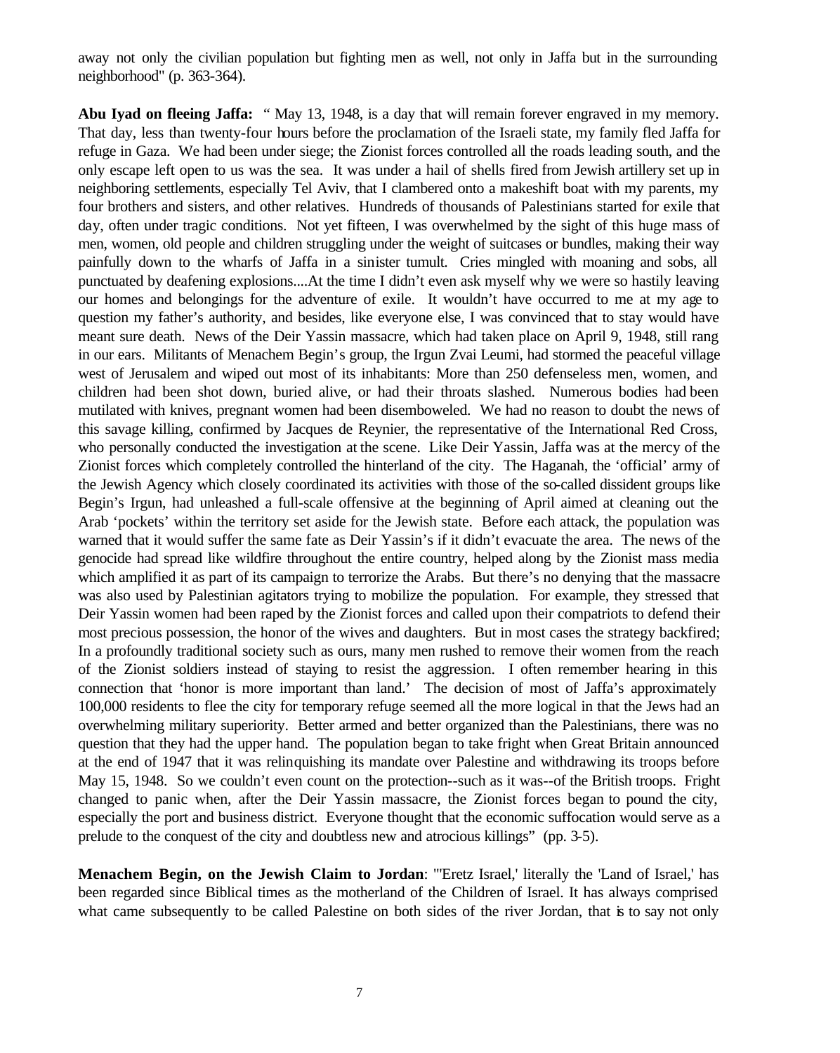away not only the civilian population but fighting men as well, not only in Jaffa but in the surrounding neighborhood" (p. 363-364).

**Abu Iyad on fleeing Jaffa:** " May 13, 1948, is a day that will remain forever engraved in my memory. That day, less than twenty-four hours before the proclamation of the Israeli state, my family fled Jaffa for refuge in Gaza. We had been under siege; the Zionist forces controlled all the roads leading south, and the only escape left open to us was the sea. It was under a hail of shells fired from Jewish artillery set up in neighboring settlements, especially Tel Aviv, that I clambered onto a makeshift boat with my parents, my four brothers and sisters, and other relatives. Hundreds of thousands of Palestinians started for exile that day, often under tragic conditions. Not yet fifteen, I was overwhelmed by the sight of this huge mass of men, women, old people and children struggling under the weight of suitcases or bundles, making their way painfully down to the wharfs of Jaffa in a sinister tumult. Cries mingled with moaning and sobs, all punctuated by deafening explosions....At the time I didn't even ask myself why we were so hastily leaving our homes and belongings for the adventure of exile. It wouldn't have occurred to me at my age to question my father's authority, and besides, like everyone else, I was convinced that to stay would have meant sure death. News of the Deir Yassin massacre, which had taken place on April 9, 1948, still rang in our ears. Militants of Menachem Begin's group, the Irgun Zvai Leumi, had stormed the peaceful village west of Jerusalem and wiped out most of its inhabitants: More than 250 defenseless men, women, and children had been shot down, buried alive, or had their throats slashed. Numerous bodies had been mutilated with knives, pregnant women had been disemboweled. We had no reason to doubt the news of this savage killing, confirmed by Jacques de Reynier, the representative of the International Red Cross, who personally conducted the investigation at the scene. Like Deir Yassin, Jaffa was at the mercy of the Zionist forces which completely controlled the hinterland of the city. The Haganah, the 'official' army of the Jewish Agency which closely coordinated its activities with those of the so-called dissident groups like Begin's Irgun, had unleashed a full-scale offensive at the beginning of April aimed at cleaning out the Arab 'pockets' within the territory set aside for the Jewish state. Before each attack, the population was warned that it would suffer the same fate as Deir Yassin's if it didn't evacuate the area. The news of the genocide had spread like wildfire throughout the entire country, helped along by the Zionist mass media which amplified it as part of its campaign to terrorize the Arabs. But there's no denying that the massacre was also used by Palestinian agitators trying to mobilize the population. For example, they stressed that Deir Yassin women had been raped by the Zionist forces and called upon their compatriots to defend their most precious possession, the honor of the wives and daughters. But in most cases the strategy backfired; In a profoundly traditional society such as ours, many men rushed to remove their women from the reach of the Zionist soldiers instead of staying to resist the aggression. I often remember hearing in this connection that 'honor is more important than land.' The decision of most of Jaffa's approximately 100,000 residents to flee the city for temporary refuge seemed all the more logical in that the Jews had an overwhelming military superiority. Better armed and better organized than the Palestinians, there was no question that they had the upper hand. The population began to take fright when Great Britain announced at the end of 1947 that it was relinquishing its mandate over Palestine and withdrawing its troops before May 15, 1948. So we couldn't even count on the protection--such as it was--of the British troops. Fright changed to panic when, after the Deir Yassin massacre, the Zionist forces began to pound the city, especially the port and business district. Everyone thought that the economic suffocation would serve as a prelude to the conquest of the city and doubtless new and atrocious killings" (pp. 3-5).

**Menachem Begin, on the Jewish Claim to Jordan**: "'Eretz Israel,' literally the 'Land of Israel,' has been regarded since Biblical times as the motherland of the Children of Israel. It has always comprised what came subsequently to be called Palestine on both sides of the river Jordan, that is to say not only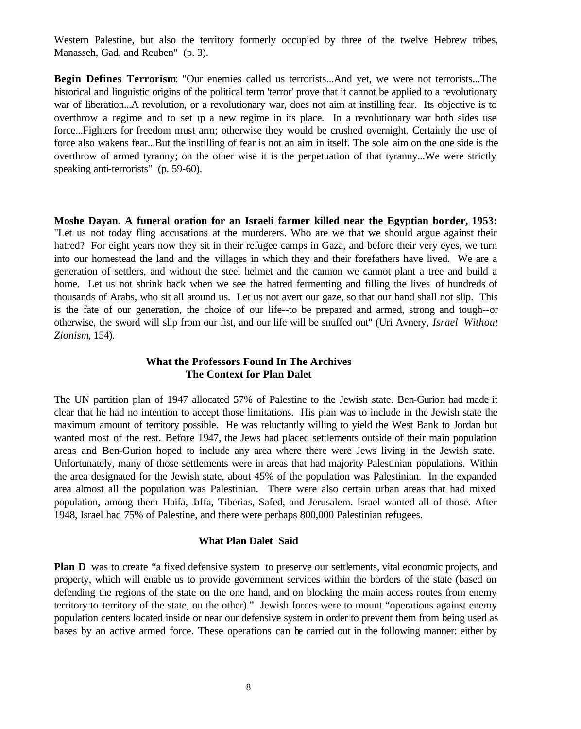Western Palestine, but also the territory formerly occupied by three of the twelve Hebrew tribes, Manasseh, Gad, and Reuben" (p. 3).

**Begin Defines Terrorism:** "Our enemies called us terrorists...And yet, we were not terrorists...The historical and linguistic origins of the political term 'terror' prove that it cannot be applied to a revolutionary war of liberation...A revolution, or a revolutionary war, does not aim at instilling fear. Its objective is to overthrow a regime and to set up a new regime in its place. In a revolutionary war both sides use force...Fighters for freedom must arm; otherwise they would be crushed overnight. Certainly the use of force also wakens fear...But the instilling of fear is not an aim in itself. The sole aim on the one side is the overthrow of armed tyranny; on the other wise it is the perpetuation of that tyranny...We were strictly speaking anti-terrorists" (p. 59-60).

**Moshe Dayan. A funeral oration for an Israeli farmer killed near the Egyptian border, 1953:** "Let us not today fling accusations at the murderers. Who are we that we should argue against their hatred? For eight years now they sit in their refugee camps in Gaza, and before their very eyes, we turn into our homestead the land and the villages in which they and their forefathers have lived. We are a generation of settlers, and without the steel helmet and the cannon we cannot plant a tree and build a home. Let us not shrink back when we see the hatred fermenting and filling the lives of hundreds of thousands of Arabs, who sit all around us. Let us not avert our gaze, so that our hand shall not slip. This is the fate of our generation, the choice of our life--to be prepared and armed, strong and tough--or otherwise, the sword will slip from our fist, and our life will be snuffed out" (Uri Avnery, *Israel Without Zionism*, 154).

## What the Professors Found In The Archives
## The Context for Plan Dalet

The UN partition plan of 1947 allocated 57% of Palestine to the Jewish state. Ben-Gurion had made it clear that he had no intention to accept those limitations. His plan was to include in the Jewish state the maximum amount of territory possible. He was reluctantly willing to yield the West Bank to Jordan but wanted most of the rest. Before 1947, the Jews had placed settlements outside of their main population areas and Ben-Gurion hoped to include any area where there were Jews living in the Jewish state. Unfortunately, many of those settlements were in areas that had majority Palestinian populations. Within the area designated for the Jewish state, about 45% of the population was Palestinian. In the expanded area almost all the population was Palestinian. There were also certain urban areas that had mixed population, among them Haifa, Jaffa, Tiberias, Safed, and Jerusalem. Israel wanted all of those. After 1948, Israel had 75% of Palestine, and there were perhaps 800,000 Palestinian refugees.

## What Plan Dalet Said

**Plan D** was to create "a fixed defensive system to preserve our settlements, vital economic projects, and property, which will enable us to provide government services within the borders of the state (based on defending the regions of the state on the one hand, and on blocking the main access routes from enemy territory to territory of the state, on the other)." Jewish forces were to mount "operations against enemy population centers located inside or near our defensive system in order to prevent them from being used as bases by an active armed force. These operations can be carried out in the following manner: either by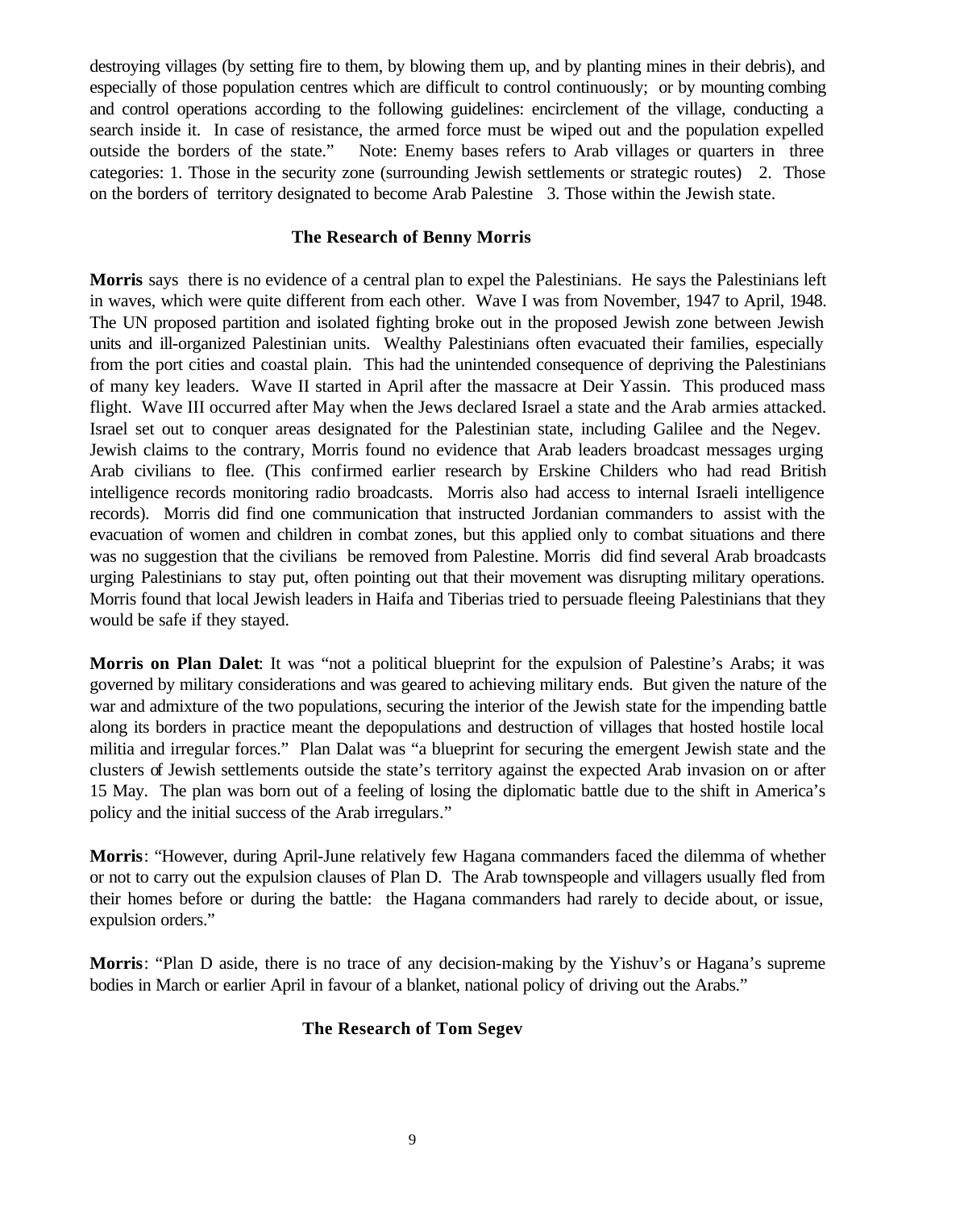destroying villages (by setting fire to them, by blowing them up, and by planting mines in their debris), and especially of those population centres which are difficult to control continuously; or by mounting combing and control operations according to the following guidelines: encirclement of the village, conducting a search inside it. In case of resistance, the armed force must be wiped out and the population expelled outside the borders of the state." Note: Enemy bases refers to Arab villages or quarters in three categories: 1. Those in the security zone (surrounding Jewish settlements or strategic routes) 2. Those on the borders of territory designated to become Arab Palestine 3. Those within the Jewish state.

### The Research of Benny Morris

**Morris** says there is no evidence of a central plan to expel the Palestinians. He says the Palestinians left in waves, which were quite different from each other. Wave I was from November, 1947 to April, 1948. The UN proposed partition and isolated fighting broke out in the proposed Jewish zone between Jewish units and ill-organized Palestinian units. Wealthy Palestinians often evacuated their families, especially from the port cities and coastal plain. This had the unintended consequence of depriving the Palestinians of many key leaders. Wave II started in April after the massacre at Deir Yassin. This produced mass flight. Wave III occurred after May when the Jews declared Israel a state and the Arab armies attacked. Israel set out to conquer areas designated for the Palestinian state, including Galilee and the Negev. Jewish claims to the contrary, Morris found no evidence that Arab leaders broadcast messages urging Arab civilians to flee. (This confirmed earlier research by Erskine Childers who had read British intelligence records monitoring radio broadcasts. Morris also had access to internal Israeli intelligence records). Morris did find one communication that instructed Jordanian commanders to assist with the evacuation of women and children in combat zones, but this applied only to combat situations and there was no suggestion that the civilians be removed from Palestine. Morris did find several Arab broadcasts urging Palestinians to stay put, often pointing out that their movement was disrupting military operations. Morris found that local Jewish leaders in Haifa and Tiberias tried to persuade fleeing Palestinians that they would be safe if they stayed.

**Morris on Plan Dalet**: It was "not a political blueprint for the expulsion of Palestine's Arabs; it was governed by military considerations and was geared to achieving military ends. But given the nature of the war and admixture of the two populations, securing the interior of the Jewish state for the impending battle along its borders in practice meant the depopulations and destruction of villages that hosted hostile local militia and irregular forces." Plan Dalat was "a blueprint for securing the emergent Jewish state and the clusters of Jewish settlements outside the state's territory against the expected Arab invasion on or after 15 May. The plan was born out of a feeling of losing the diplomatic battle due to the shift in America's policy and the initial success of the Arab irregulars."

**Morris**: "However, during April-June relatively few Hagana commanders faced the dilemma of whether or not to carry out the expulsion clauses of Plan D. The Arab townspeople and villagers usually fled from their homes before or during the battle: the Hagana commanders had rarely to decide about, or issue, expulsion orders."

**Morris**: "Plan D aside, there is no trace of any decision-making by the Yishuv's or Hagana's supreme bodies in March or earlier April in favour of a blanket, national policy of driving out the Arabs."

### The Research of Tom Segev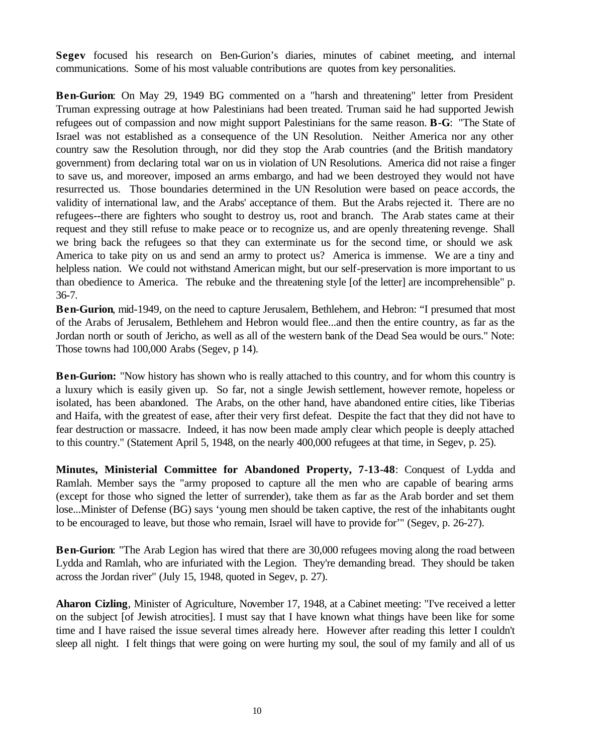**Segev** focused his research on Ben-Gurion's diaries, minutes of cabinet meeting, and internal communications. Some of his most valuable contributions are quotes from key personalities.

**Ben-Gurion**: On May 29, 1949 BG commented on a "harsh and threatening" letter from President Truman expressing outrage at how Palestinians had been treated. Truman said he had supported Jewish refugees out of compassion and now might support Palestinians for the same reason. **B-G**: "The State of Israel was not established as a consequence of the UN Resolution. Neither America nor any other country saw the Resolution through, nor did they stop the Arab countries (and the British mandatory government) from declaring total war on us in violation of UN Resolutions. America did not raise a finger to save us, and moreover, imposed an arms embargo, and had we been destroyed they would not have resurrected us. Those boundaries determined in the UN Resolution were based on peace accords, the validity of international law, and the Arabs' acceptance of them. But the Arabs rejected it. There are no refugees--there are fighters who sought to destroy us, root and branch. The Arab states came at their request and they still refuse to make peace or to recognize us, and are openly threatening revenge. Shall we bring back the refugees so that they can exterminate us for the second time, or should we ask America to take pity on us and send an army to protect us? America is immense. We are a tiny and helpless nation. We could not withstand American might, but our self-preservation is more important to us than obedience to America. The rebuke and the threatening style [of the letter] are incomprehensible" p. 36-7.

**Ben-Gurion**, mid-1949, on the need to capture Jerusalem, Bethlehem, and Hebron: "I presumed that most of the Arabs of Jerusalem, Bethlehem and Hebron would flee...and then the entire country, as far as the Jordan north or south of Jericho, as well as all of the western bank of the Dead Sea would be ours." Note: Those towns had 100,000 Arabs (Segev, p 14).

**Ben-Gurion:** "Now history has shown who is really attached to this country, and for whom this country is a luxury which is easily given up. So far, not a single Jewish settlement, however remote, hopeless or isolated, has been abandoned. The Arabs, on the other hand, have abandoned entire cities, like Tiberias and Haifa, with the greatest of ease, after their very first defeat. Despite the fact that they did not have to fear destruction or massacre. Indeed, it has now been made amply clear which people is deeply attached to this country." (Statement April 5, 1948, on the nearly 400,000 refugees at that time, in Segev, p. 25).

**Minutes, Ministerial Committee for Abandoned Property, 7-13-48**: Conquest of Lydda and Ramlah. Member says the "army proposed to capture all the men who are capable of bearing arms (except for those who signed the letter of surrender), take them as far as the Arab border and set them lose...Minister of Defense (BG) says 'young men should be taken captive, the rest of the inhabitants ought to be encouraged to leave, but those who remain, Israel will have to provide for'" (Segev, p. 26-27).

**Ben-Gurion**: "The Arab Legion has wired that there are 30,000 refugees moving along the road between Lydda and Ramlah, who are infuriated with the Legion. They're demanding bread. They should be taken across the Jordan river" (July 15, 1948, quoted in Segev, p. 27).

**Aharon Cizling**, Minister of Agriculture, November 17, 1948, at a Cabinet meeting: "I've received a letter on the subject [of Jewish atrocities]. I must say that I have known what things have been like for some time and I have raised the issue several times already here. However after reading this letter I couldn't sleep all night. I felt things that were going on were hurting my soul, the soul of my family and all of us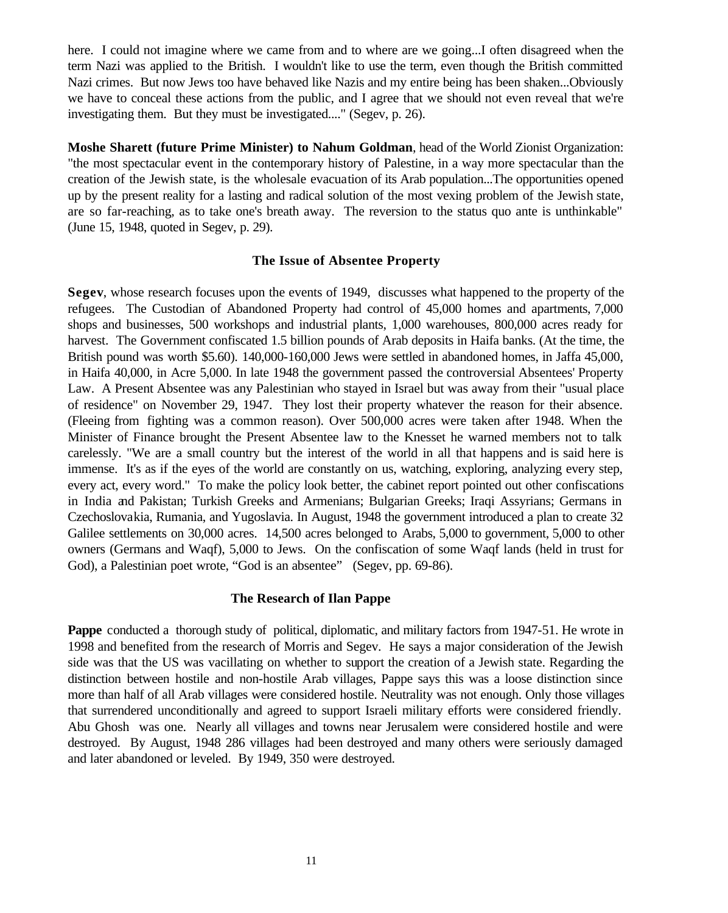here. I could not imagine where we came from and to where are we going...I often disagreed when the term Nazi was applied to the British. I wouldn't like to use the term, even though the British committed Nazi crimes. But now Jews too have behaved like Nazis and my entire being has been shaken...Obviously we have to conceal these actions from the public, and I agree that we should not even reveal that we're investigating them. But they must be investigated...." (Segev, p. 26).

**Moshe Sharett (future Prime Minister) to Nahum Goldman**, head of the World Zionist Organization: "the most spectacular event in the contemporary history of Palestine, in a way more spectacular than the creation of the Jewish state, is the wholesale evacuation of its Arab population...The opportunities opened up by the present reality for a lasting and radical solution of the most vexing problem of the Jewish state, are so far-reaching, as to take one's breath away. The reversion to the status quo ante is unthinkable" (June 15, 1948, quoted in Segev, p. 29).

### The Issue of Absentee Property

**Segev**, whose research focuses upon the events of 1949, discusses what happened to the property of the refugees. The Custodian of Abandoned Property had control of 45,000 homes and apartments, 7,000 shops and businesses, 500 workshops and industrial plants, 1,000 warehouses, 800,000 acres ready for harvest. The Government confiscated 1.5 billion pounds of Arab deposits in Haifa banks. (At the time, the British pound was worth $5.60). 140,000-160,000 Jews were settled in abandoned homes, in Jaffa 45,000, in Haifa 40,000, in Acre 5,000. In late 1948 the government passed the controversial Absentees' Property Law. A Present Absentee was any Palestinian who stayed in Israel but was away from their "usual place of residence" on November 29, 1947. They lost their property whatever the reason for their absence. (Fleeing from fighting was a common reason). Over 500,000 acres were taken after 1948. When the Minister of Finance brought the Present Absentee law to the Knesset he warned members not to talk carelessly. "We are a small country but the interest of the world in all that happens and is said here is immense. It's as if the eyes of the world are constantly on us, watching, exploring, analyzing every step, every act, every word." To make the policy look better, the cabinet report pointed out other confiscations in India and Pakistan; Turkish Greeks and Armenians; Bulgarian Greeks; Iraqi Assyrians; Germans in Czechoslovakia, Rumania, and Yugoslavia. In August, 1948 the government introduced a plan to create 32 Galilee settlements on 30,000 acres. 14,500 acres belonged to Arabs, 5,000 to government, 5,000 to other owners (Germans and Waqf), 5,000 to Jews. On the confiscation of some Waqf lands (held in trust for God), a Palestinian poet wrote, "God is an absentee" (Segev, pp. 69-86).

### The Research of Ilan Pappe

**Pappe** conducted a thorough study of political, diplomatic, and military factors from 1947-51. He wrote in 1998 and benefited from the research of Morris and Segev. He says a major consideration of the Jewish side was that the US was vacillating on whether to support the creation of a Jewish state. Regarding the distinction between hostile and non-hostile Arab villages, Pappe says this was a loose distinction since more than half of all Arab villages were considered hostile. Neutrality was not enough. Only those villages that surrendered unconditionally and agreed to support Israeli military efforts were considered friendly. Abu Ghosh was one. Nearly all villages and towns near Jerusalem were considered hostile and were destroyed. By August, 1948 286 villages had been destroyed and many others were seriously damaged and later abandoned or leveled. By 1949, 350 were destroyed.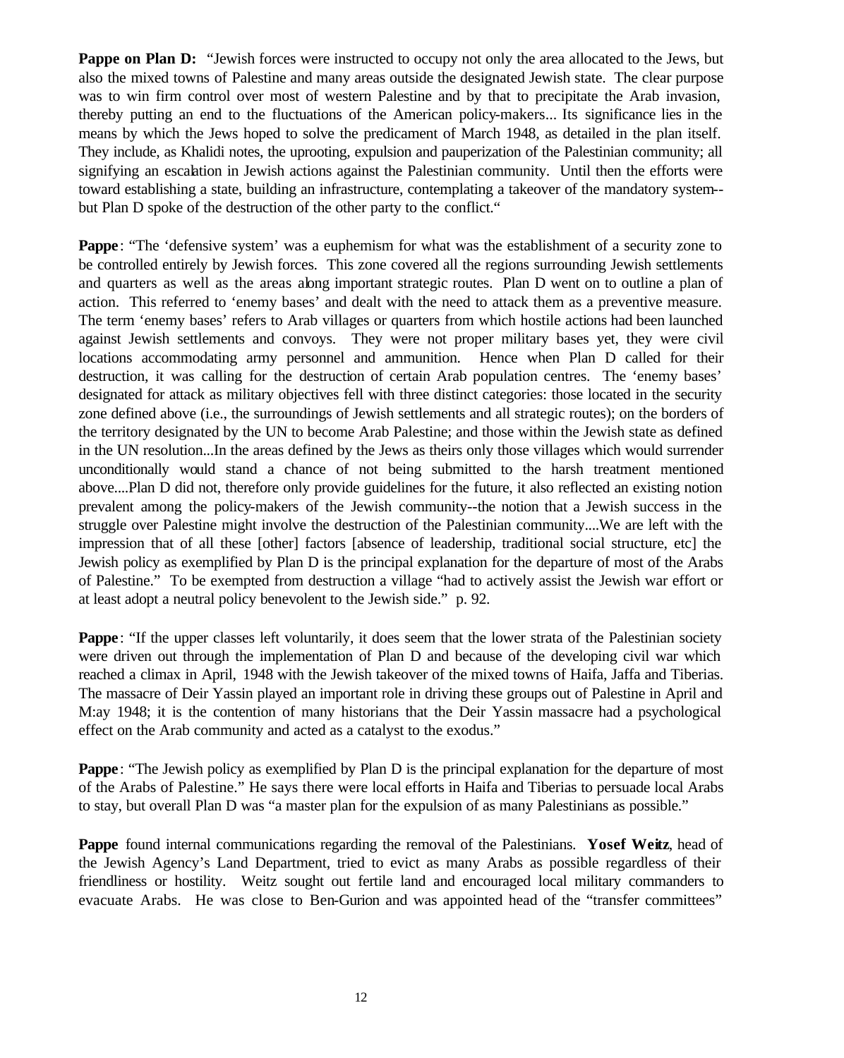**Pappe on Plan D:** "Jewish forces were instructed to occupy not only the area allocated to the Jews, but also the mixed towns of Palestine and many areas outside the designated Jewish state. The clear purpose was to win firm control over most of western Palestine and by that to precipitate the Arab invasion, thereby putting an end to the fluctuations of the American policy-makers... Its significance lies in the means by which the Jews hoped to solve the predicament of March 1948, as detailed in the plan itself. They include, as Khalidi notes, the uprooting, expulsion and pauperization of the Palestinian community; all signifying an escalation in Jewish actions against the Palestinian community. Until then the efforts were toward establishing a state, building an infrastructure, contemplating a takeover of the mandatory system--but Plan D spoke of the destruction of the other party to the conflict."

**Pappe**: "The 'defensive system' was a euphemism for what was the establishment of a security zone to be controlled entirely by Jewish forces. This zone covered all the regions surrounding Jewish settlements and quarters as well as the areas along important strategic routes. Plan D went on to outline a plan of action. This referred to 'enemy bases' and dealt with the need to attack them as a preventive measure. The term 'enemy bases' refers to Arab villages or quarters from which hostile actions had been launched against Jewish settlements and convoys. They were not proper military bases yet, they were civil locations accommodating army personnel and ammunition. Hence when Plan D called for their destruction, it was calling for the destruction of certain Arab population centres. The 'enemy bases' designated for attack as military objectives fell with three distinct categories: those located in the security zone defined above (i.e., the surroundings of Jewish settlements and all strategic routes); on the borders of the territory designated by the UN to become Arab Palestine; and those within the Jewish state as defined in the UN resolution...In the areas defined by the Jews as theirs only those villages which would surrender unconditionally would stand a chance of not being submitted to the harsh treatment mentioned above....Plan D did not, therefore only provide guidelines for the future, it also reflected an existing notion prevalent among the policy-makers of the Jewish community--the notion that a Jewish success in the struggle over Palestine might involve the destruction of the Palestinian community....We are left with the impression that of all these [other] factors [absence of leadership, traditional social structure, etc] the Jewish policy as exemplified by Plan D is the principal explanation for the departure of most of the Arabs of Palestine." To be exempted from destruction a village "had to actively assist the Jewish war effort or at least adopt a neutral policy benevolent to the Jewish side." p. 92.

**Pappe**: "If the upper classes left voluntarily, it does seem that the lower strata of the Palestinian society were driven out through the implementation of Plan D and because of the developing civil war which reached a climax in April, 1948 with the Jewish takeover of the mixed towns of Haifa, Jaffa and Tiberias. The massacre of Deir Yassin played an important role in driving these groups out of Palestine in April and M:ay 1948; it is the contention of many historians that the Deir Yassin massacre had a psychological effect on the Arab community and acted as a catalyst to the exodus."

**Pappe**: "The Jewish policy as exemplified by Plan D is the principal explanation for the departure of most of the Arabs of Palestine." He says there were local efforts in Haifa and Tiberias to persuade local Arabs to stay, but overall Plan D was "a master plan for the expulsion of as many Palestinians as possible."

**Pappe** found internal communications regarding the removal of the Palestinians. **Yosef Weitz**, head of the Jewish Agency's Land Department, tried to evict as many Arabs as possible regardless of their friendliness or hostility. Weitz sought out fertile land and encouraged local military commanders to evacuate Arabs. He was close to Ben-Gurion and was appointed head of the "transfer committees"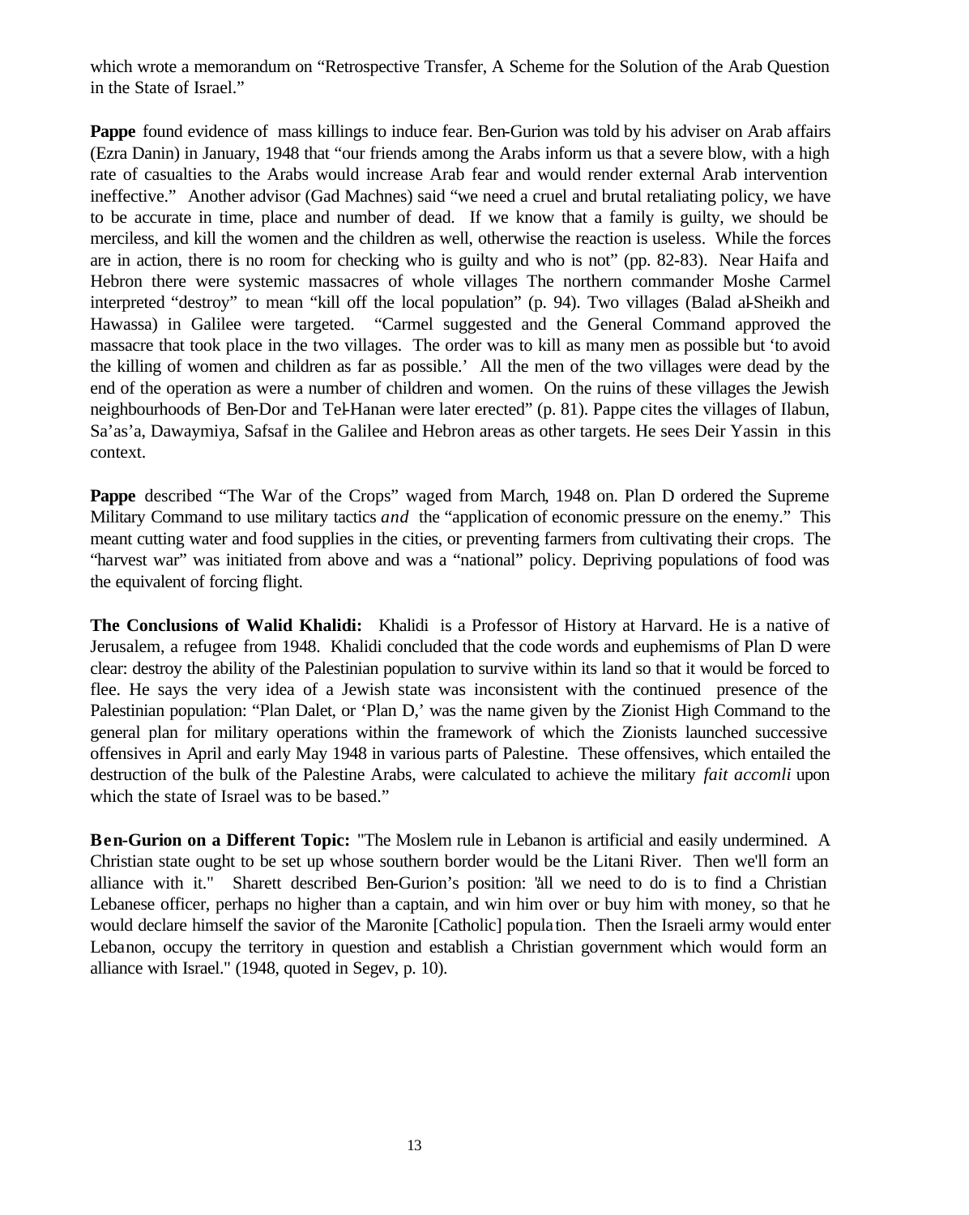which wrote a memorandum on "Retrospective Transfer, A Scheme for the Solution of the Arab Question in the State of Israel."

**Pappe** found evidence of mass killings to induce fear. Ben-Gurion was told by his adviser on Arab affairs (Ezra Danin) in January, 1948 that "our friends among the Arabs inform us that a severe blow, with a high rate of casualties to the Arabs would increase Arab fear and would render external Arab intervention ineffective." Another advisor (Gad Machnes) said "we need a cruel and brutal retaliating policy, we have to be accurate in time, place and number of dead. If we know that a family is guilty, we should be merciless, and kill the women and the children as well, otherwise the reaction is useless. While the forces are in action, there is no room for checking who is guilty and who is not" (pp. 82-83). Near Haifa and Hebron there were systemic massacres of whole villages The northern commander Moshe Carmel interpreted "destroy" to mean "kill off the local population" (p. 94). Two villages (Balad al-Sheikh and Hawassa) in Galilee were targeted. "Carmel suggested and the General Command approved the massacre that took place in the two villages. The order was to kill as many men as possible but 'to avoid the killing of women and children as far as possible.' All the men of the two villages were dead by the end of the operation as were a number of children and women. On the ruins of these villages the Jewish neighbourhoods of Ben-Dor and Tel-Hanan were later erected" (p. 81). Pappe cites the villages of Ilabun, Sa'as'a, Dawaymiya, Safsaf in the Galilee and Hebron areas as other targets. He sees Deir Yassin in this context.

**Pappe** described "The War of the Crops" waged from March, 1948 on. Plan D ordered the Supreme Military Command to use military tactics *and* the "application of economic pressure on the enemy." This meant cutting water and food supplies in the cities, or preventing farmers from cultivating their crops. The "harvest war" was initiated from above and was a "national" policy. Depriving populations of food was the equivalent of forcing flight.

**The Conclusions of Walid Khalidi:** Khalidi is a Professor of History at Harvard. He is a native of Jerusalem, a refugee from 1948. Khalidi concluded that the code words and euphemisms of Plan D were clear: destroy the ability of the Palestinian population to survive within its land so that it would be forced to flee. He says the very idea of a Jewish state was inconsistent with the continued presence of the Palestinian population: "Plan Dalet, or 'Plan D,' was the name given by the Zionist High Command to the general plan for military operations within the framework of which the Zionists launched successive offensives in April and early May 1948 in various parts of Palestine. These offensives, which entailed the destruction of the bulk of the Palestine Arabs, were calculated to achieve the military *fait accomli* upon which the state of Israel was to be based."

**Ben-Gurion on a Different Topic:** "The Moslem rule in Lebanon is artificial and easily undermined. A Christian state ought to be set up whose southern border would be the Litani River. Then we'll form an alliance with it." Sharett described Ben-Gurion's position: "all we need to do is to find a Christian Lebanese officer, perhaps no higher than a captain, and win him over or buy him with money, so that he would declare himself the savior of the Maronite [Catholic] population. Then the Israeli army would enter Lebanon, occupy the territory in question and establish a Christian government which would form an alliance with Israel." (1948, quoted in Segev, p. 10).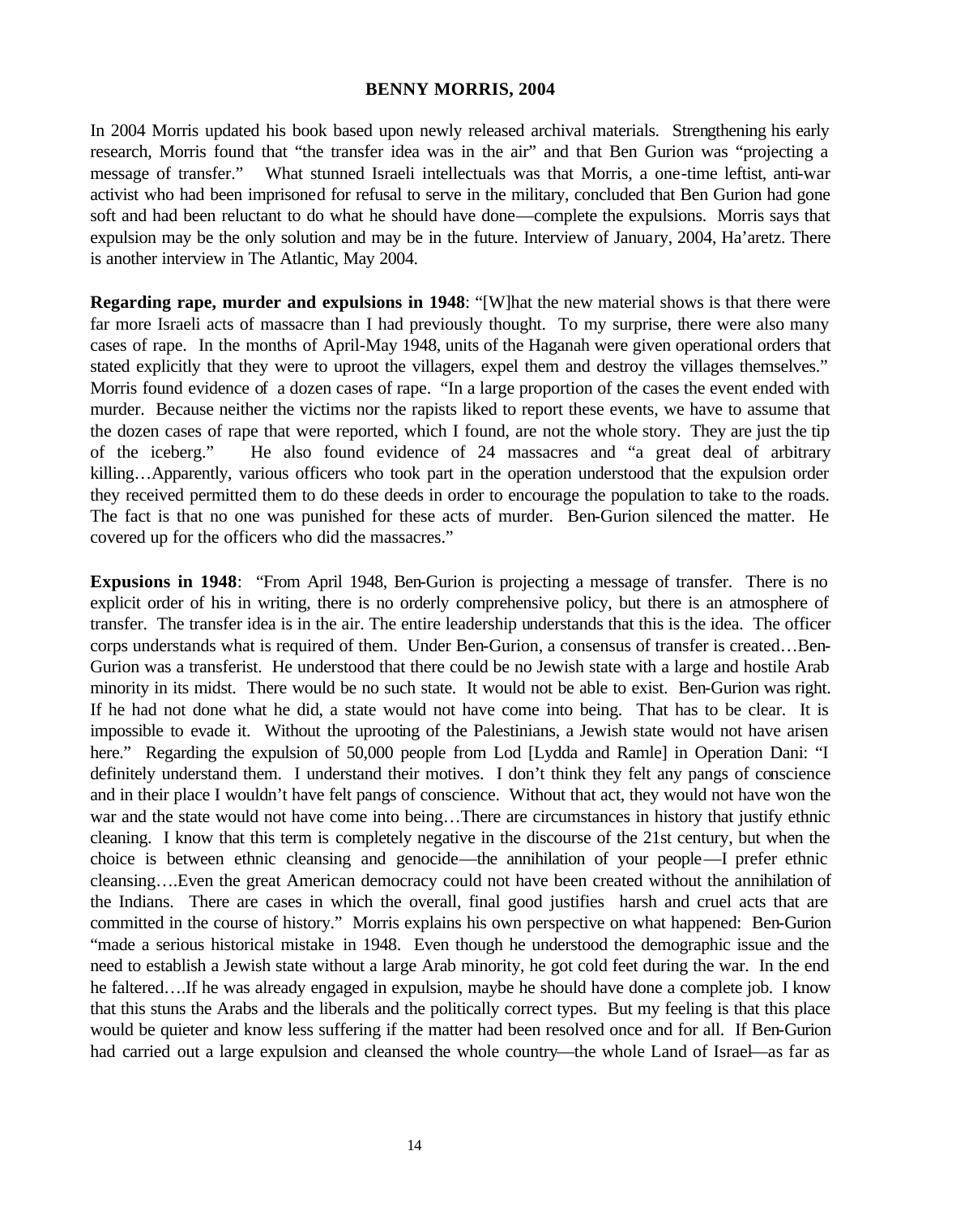## BENNY MORRIS, 2004

In 2004 Morris updated his book based upon newly released archival materials. Strengthening his early research, Morris found that "the transfer idea was in the air" and that Ben Gurion was "projecting a message of transfer." What stunned Israeli intellectuals was that Morris, a one-time leftist, anti-war activist who had been imprisoned for refusal to serve in the military, concluded that Ben Gurion had gone soft and had been reluctant to do what he should have done—complete the expulsions. Morris says that expulsion may be the only solution and may be in the future. Interview of January, 2004, Ha'aretz. There is another interview in The Atlantic, May 2004.

**Regarding rape, murder and expulsions in 1948**: "[W]hat the new material shows is that there were far more Israeli acts of massacre than I had previously thought. To my surprise, there were also many cases of rape. In the months of April-May 1948, units of the Haganah were given operational orders that stated explicitly that they were to uproot the villagers, expel them and destroy the villages themselves." Morris found evidence of a dozen cases of rape. "In a large proportion of the cases the event ended with murder. Because neither the victims nor the rapists liked to report these events, we have to assume that the dozen cases of rape that were reported, which I found, are not the whole story. They are just the tip of the iceberg." He also found evidence of 24 massacres and "a great deal of arbitrary killing…Apparently, various officers who took part in the operation understood that the expulsion order they received permitted them to do these deeds in order to encourage the population to take to the roads. The fact is that no one was punished for these acts of murder. Ben-Gurion silenced the matter. He covered up for the officers who did the massacres."

**Expusions in 1948**: "From April 1948, Ben-Gurion is projecting a message of transfer. There is no explicit order of his in writing, there is no orderly comprehensive policy, but there is an atmosphere of transfer. The transfer idea is in the air. The entire leadership understands that this is the idea. The officer corps understands what is required of them. Under Ben-Gurion, a consensus of transfer is created…Ben-Gurion was a transferist. He understood that there could be no Jewish state with a large and hostile Arab minority in its midst. There would be no such state. It would not be able to exist. Ben-Gurion was right. If he had not done what he did, a state would not have come into being. That has to be clear. It is impossible to evade it. Without the uprooting of the Palestinians, a Jewish state would not have arisen here." Regarding the expulsion of 50,000 people from Lod [Lydda and Ramle] in Operation Dani: "I definitely understand them. I understand their motives. I don't think they felt any pangs of conscience and in their place I wouldn't have felt pangs of conscience. Without that act, they would not have won the war and the state would not have come into being…There are circumstances in history that justify ethnic cleaning. I know that this term is completely negative in the discourse of the 21st century, but when the choice is between ethnic cleansing and genocide—the annihilation of your people—I prefer ethnic cleansing….Even the great American democracy could not have been created without the annihilation of the Indians. There are cases in which the overall, final good justifies harsh and cruel acts that are committed in the course of history." Morris explains his own perspective on what happened: Ben-Gurion "made a serious historical mistake in 1948. Even though he understood the demographic issue and the need to establish a Jewish state without a large Arab minority, he got cold feet during the war. In the end he faltered….If he was already engaged in expulsion, maybe he should have done a complete job. I know that this stuns the Arabs and the liberals and the politically correct types. But my feeling is that this place would be quieter and know less suffering if the matter had been resolved once and for all. If Ben-Gurion had carried out a large expulsion and cleansed the whole country—the whole Land of Israel—as far as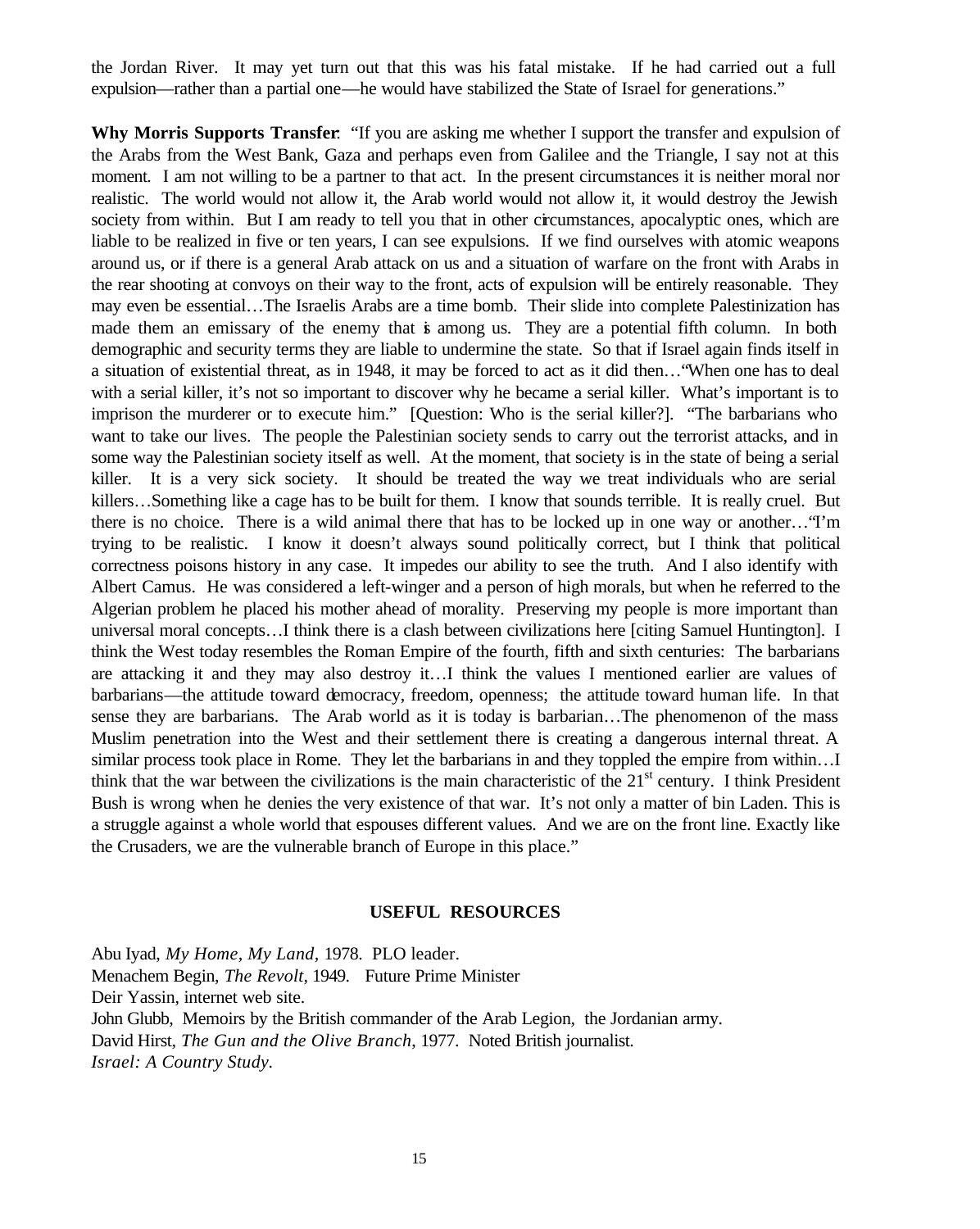the Jordan River. It may yet turn out that this was his fatal mistake. If he had carried out a full expulsion—rather than a partial one—he would have stabilized the State of Israel for generations."

**Why Morris Supports Transfer**: "If you are asking me whether I support the transfer and expulsion of the Arabs from the West Bank, Gaza and perhaps even from Galilee and the Triangle, I say not at this moment. I am not willing to be a partner to that act. In the present circumstances it is neither moral nor realistic. The world would not allow it, the Arab world would not allow it, it would destroy the Jewish society from within. But I am ready to tell you that in other circumstances, apocalyptic ones, which are liable to be realized in five or ten years, I can see expulsions. If we find ourselves with atomic weapons around us, or if there is a general Arab attack on us and a situation of warfare on the front with Arabs in the rear shooting at convoys on their way to the front, acts of expulsion will be entirely reasonable. They may even be essential…The Israelis Arabs are a time bomb. Their slide into complete Palestinization has made them an emissary of the enemy that is among us. They are a potential fifth column. In both demographic and security terms they are liable to undermine the state. So that if Israel again finds itself in a situation of existential threat, as in 1948, it may be forced to act as it did then…"When one has to deal with a serial killer, it's not so important to discover why he became a serial killer. What's important is to imprison the murderer or to execute him." [Question: Who is the serial killer?]. "The barbarians who want to take our lives. The people the Palestinian society sends to carry out the terrorist attacks, and in some way the Palestinian society itself as well. At the moment, that society is in the state of being a serial killer. It is a very sick society. It should be treated the way we treat individuals who are serial killers…Something like a cage has to be built for them. I know that sounds terrible. It is really cruel. But there is no choice. There is a wild animal there that has to be locked up in one way or another…"I'm trying to be realistic. I know it doesn't always sound politically correct, but I think that political correctness poisons history in any case. It impedes our ability to see the truth. And I also identify with Albert Camus. He was considered a left-winger and a person of high morals, but when he referred to the Algerian problem he placed his mother ahead of morality. Preserving my people is more important than universal moral concepts…I think there is a clash between civilizations here [citing Samuel Huntington]. I think the West today resembles the Roman Empire of the fourth, fifth and sixth centuries: The barbarians are attacking it and they may also destroy it…I think the values I mentioned earlier are values of barbarians—the attitude toward democracy, freedom, openness; the attitude toward human life. In that sense they are barbarians. The Arab world as it is today is barbarian…The phenomenon of the mass Muslim penetration into the West and their settlement there is creating a dangerous internal threat. A similar process took place in Rome. They let the barbarians in and they toppled the empire from within…I think that the war between the civilizations is the main characteristic of the 21st century. I think President Bush is wrong when he denies the very existence of that war. It's not only a matter of bin Laden. This is a struggle against a whole world that espouses different values. And we are on the front line. Exactly like the Crusaders, we are the vulnerable branch of Europe in this place."

## USEFUL RESOURCES

Abu Iyad, *My Home, My Land*, 1978. PLO leader.
Menachem Begin, *The Revolt*, 1949. Future Prime Minister
Deir Yassin, internet web site.
John Glubb, Memoirs by the British commander of the Arab Legion, the Jordanian army.
David Hirst, *The Gun and the Olive Branch*, 1977. Noted British journalist.
*Israel: A Country Study*.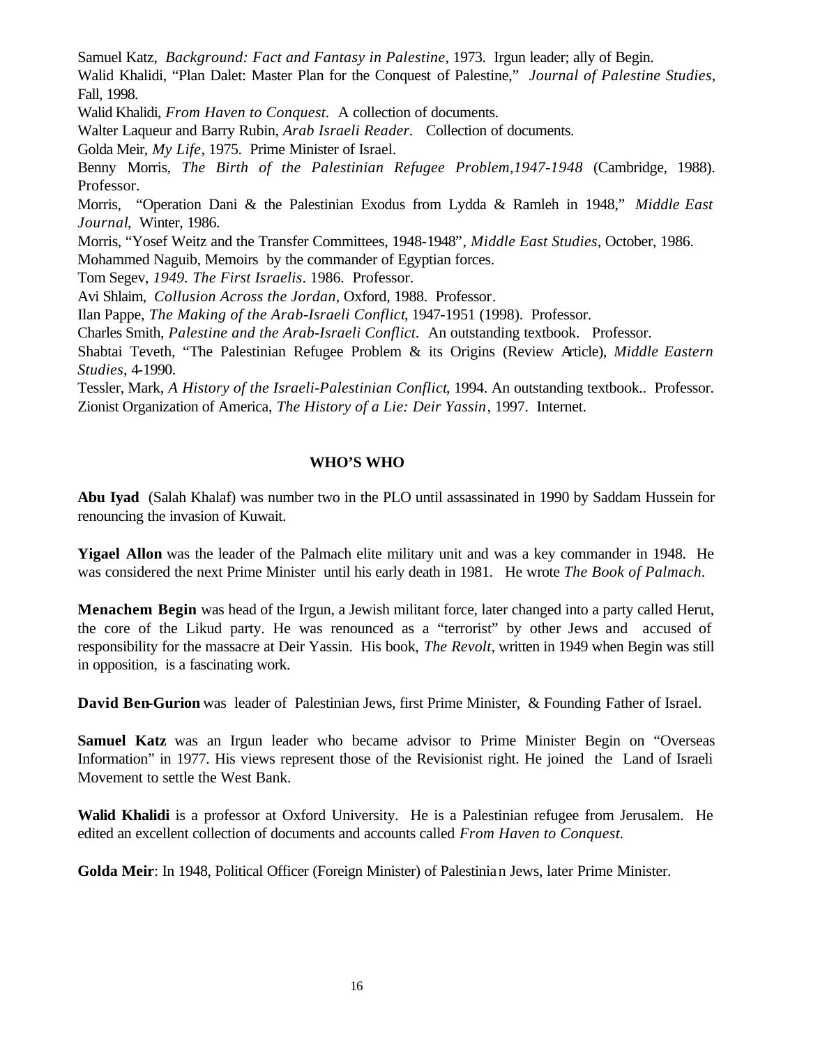Samuel Katz, *Background: Fact and Fantasy in Palestine*, 1973. Irgun leader; ally of Begin.

Walid Khalidi, "Plan Dalet: Master Plan for the Conquest of Palestine," *Journal of Palestine Studies*, Fall, 1998.

Walid Khalidi, *From Haven to Conquest*. A collection of documents.

Walter Laqueur and Barry Rubin, *Arab Israeli Reader*. Collection of documents.

Golda Meir, *My Life*, 1975. Prime Minister of Israel.

Benny Morris, *The Birth of the Palestinian Refugee Problem,1947-1948* (Cambridge, 1988). Professor.

Morris, "Operation Dani & the Palestinian Exodus from Lydda & Ramleh in 1948," *Middle East Journal*, Winter, 1986.

Morris, "Yosef Weitz and the Transfer Committees, 1948-1948", *Middle East Studies*, October, 1986.

Mohammed Naguib, Memoirs by the commander of Egyptian forces.

Tom Segev, *1949. The First Israelis*. 1986. Professor.

Avi Shlaim, *Collusion Across the Jordan*, Oxford, 1988. Professor.

Ilan Pappe, *The Making of the Arab-Israeli Conflict*, 1947-1951 (1998). Professor.

Charles Smith, *Palestine and the Arab-Israeli Conflict*. An outstanding textbook. Professor.

Shabtai Teveth, "The Palestinian Refugee Problem & its Origins (Review Article), *Middle Eastern Studies*, 4-1990.

Tessler, Mark, *A History of the Israeli-Palestinian Conflict*, 1994. An outstanding textbook.. Professor.

Zionist Organization of America, *The History of a Lie: Deir Yassin*, 1997. Internet.

## WHO'S WHO

**Abu Iyad** (Salah Khalaf) was number two in the PLO until assassinated in 1990 by Saddam Hussein for renouncing the invasion of Kuwait.

**Yigael Allon** was the leader of the Palmach elite military unit and was a key commander in 1948. He was considered the next Prime Minister until his early death in 1981. He wrote *The Book of Palmach*.

**Menachem Begin** was head of the Irgun, a Jewish militant force, later changed into a party called Herut, the core of the Likud party. He was renounced as a "terrorist" by other Jews and accused of responsibility for the massacre at Deir Yassin. His book, *The Revolt*, written in 1949 when Begin was still in opposition, is a fascinating work.

**David Ben-Gurion** was leader of Palestinian Jews, first Prime Minister, & Founding Father of Israel.

**Samuel Katz** was an Irgun leader who became advisor to Prime Minister Begin on "Overseas Information" in 1977. His views represent those of the Revisionist right. He joined the Land of Israeli Movement to settle the West Bank.

**Walid Khalidi** is a professor at Oxford University. He is a Palestinian refugee from Jerusalem. He edited an excellent collection of documents and accounts called *From Haven to Conquest*.

**Golda Meir**: In 1948, Political Officer (Foreign Minister) of Palestinian Jews, later Prime Minister.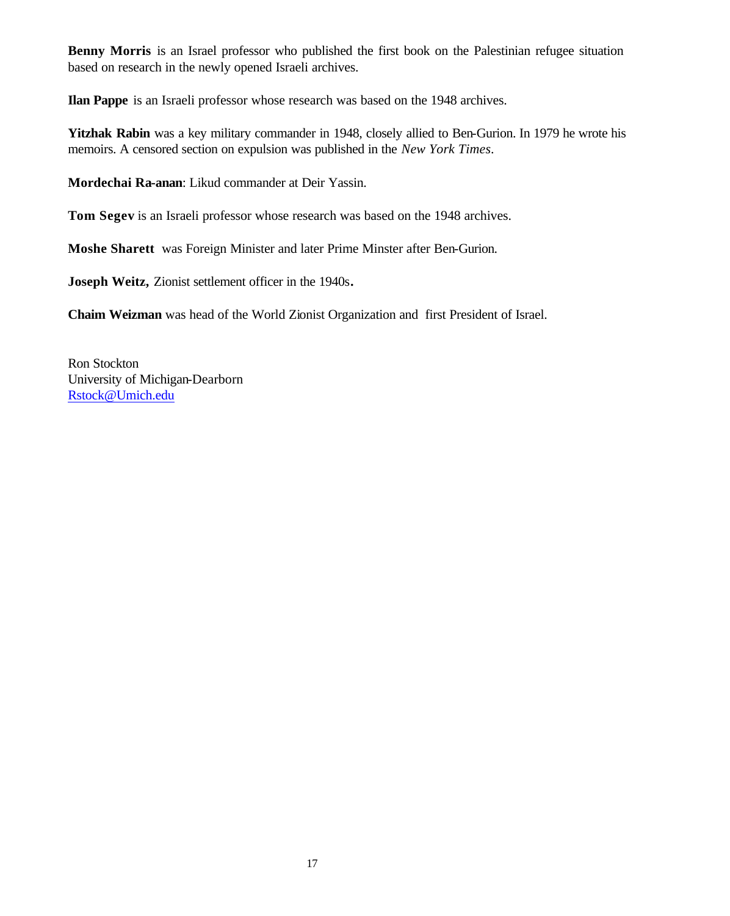**Benny Morris** is an Israel professor who published the first book on the Palestinian refugee situation based on research in the newly opened Israeli archives.

**Ilan Pappe** is an Israeli professor whose research was based on the 1948 archives.

**Yitzhak Rabin** was a key military commander in 1948, closely allied to Ben-Gurion. In 1979 he wrote his memoirs. A censored section on expulsion was published in the *New York Times*.

**Mordechai Ra-anan**: Likud commander at Deir Yassin.

**Tom Segev** is an Israeli professor whose research was based on the 1948 archives.

**Moshe Sharett** was Foreign Minister and later Prime Minster after Ben-Gurion.

**Joseph Weitz,** Zionist settlement officer in the 1940s.

**Chaim Weizman** was head of the World Zionist Organization and first President of Israel.

Ron Stockton
University of Michigan-Dearborn
Rstock@Umich.edu